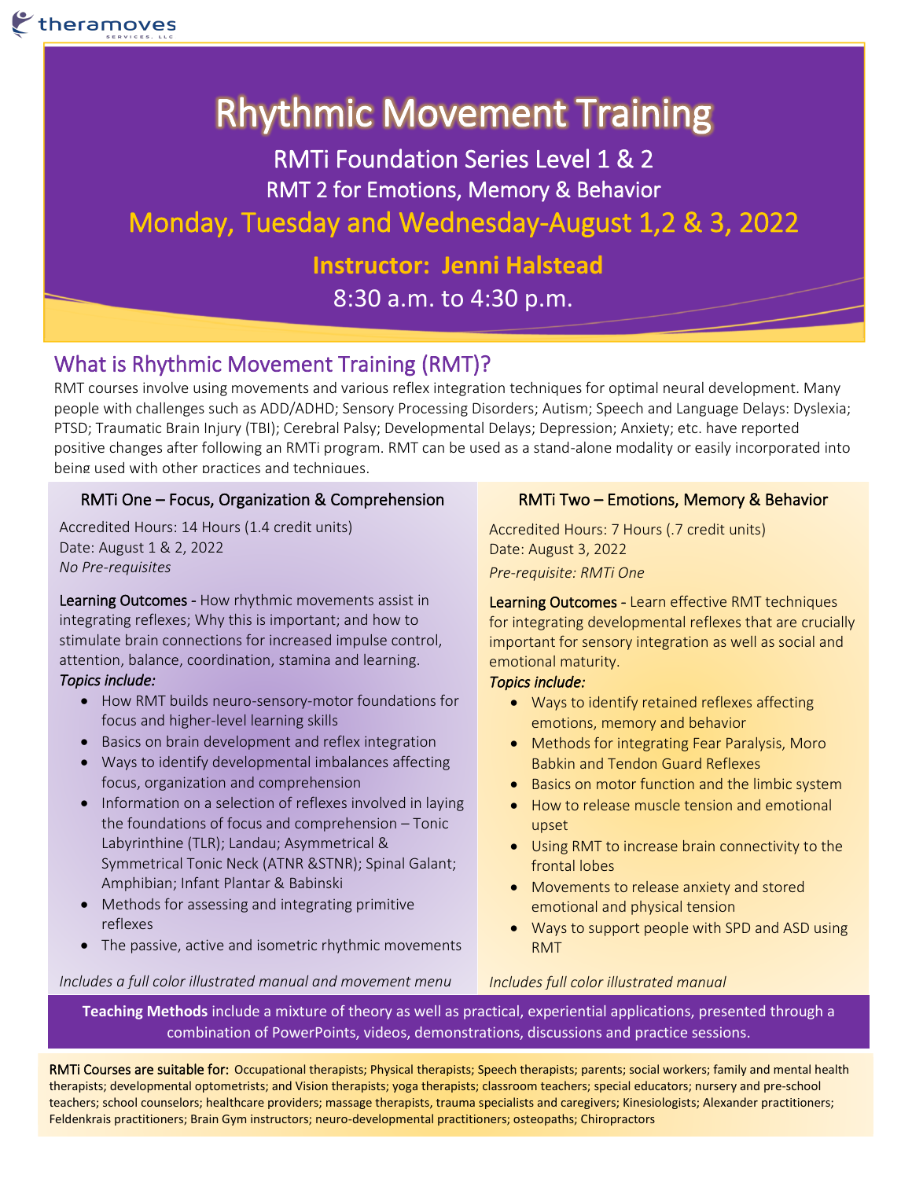theramoves SERVICES, LLC

# Rhythmic Movement Training

RMTi Foundation Series Level 1 & 2

RMT 2 for Emotions, Memory & Behavior

Monday, Tuesday and Wednesday-August 1,2 & 3, 2022

**Instructor: Jenni Halstead**

8:30 a.m. to 4:30 p.m.

## What is Rhythmic Movement Training (RMT)?

RMT courses involve using movements and various reflex integration techniques for optimal neural development. Many people with challenges such as ADD/ADHD; Sensory Processing Disorders; Autism; Speech and Language Delays: Dyslexia; PTSD; Traumatic Brain Injury (TBI); Cerebral Palsy; Developmental Delays; Depression; Anxiety; etc. have reported positive changes after following an RMTi program. RMT can be used as a stand-alone modality or easily incorporated into being used with other practices and techniques.

### RMTi One – Focus, Organization & Comprehension

Accredited Hours: 14 Hours (1.4 credit units)
Date: August 1 & 2, 2022
*No Pre-requisites*

**Learning Outcomes** - How rhythmic movements assist in integrating reflexes; Why this is important; and how to stimulate brain connections for increased impulse control, attention, balance, coordination, stamina and learning.

*Topics include:*

- How RMT builds neuro-sensory-motor foundations for focus and higher-level learning skills
- Basics on brain development and reflex integration
- Ways to identify developmental imbalances affecting focus, organization and comprehension
- Information on a selection of reflexes involved in laying the foundations of focus and comprehension – Tonic Labyrinthine (TLR); Landau; Asymmetrical & Symmetrical Tonic Neck (ATNR &STNR); Spinal Galant; Amphibian; Infant Plantar & Babinski
- Methods for assessing and integrating primitive reflexes
- The passive, active and isometric rhythmic movements

*Includes a full color illustrated manual and movement menu*

### RMTi Two – Emotions, Memory & Behavior

Accredited Hours: 7 Hours (.7 credit units)
Date: August 3, 2022
*Pre-requisite: RMTi One*

**Learning Outcomes** - Learn effective RMT techniques for integrating developmental reflexes that are crucially important for sensory integration as well as social and emotional maturity.

*Topics include:*

- Ways to identify retained reflexes affecting emotions, memory and behavior
- Methods for integrating Fear Paralysis, Moro Babkin and Tendon Guard Reflexes
- Basics on motor function and the limbic system
- How to release muscle tension and emotional upset
- Using RMT to increase brain connectivity to the frontal lobes
- Movements to release anxiety and stored emotional and physical tension
- Ways to support people with SPD and ASD using RMT

*Includes full color illustrated manual*

**Teaching Methods** include a mixture of theory as well as practical, experiential applications, presented through a combination of PowerPoints, videos, demonstrations, discussions and practice sessions.

RMTi Courses are suitable for: Occupational therapists; Physical therapists; Speech therapists; parents; social workers; family and mental health therapists; developmental optometrists; and Vision therapists; yoga therapists; classroom teachers; special educators; nursery and pre-school teachers; school counselors; healthcare providers; massage therapists, trauma specialists and caregivers; Kinesiologists; Alexander practitioners; Feldenkrais practitioners; Brain Gym instructors; neuro-developmental practitioners; osteopaths; Chiropractors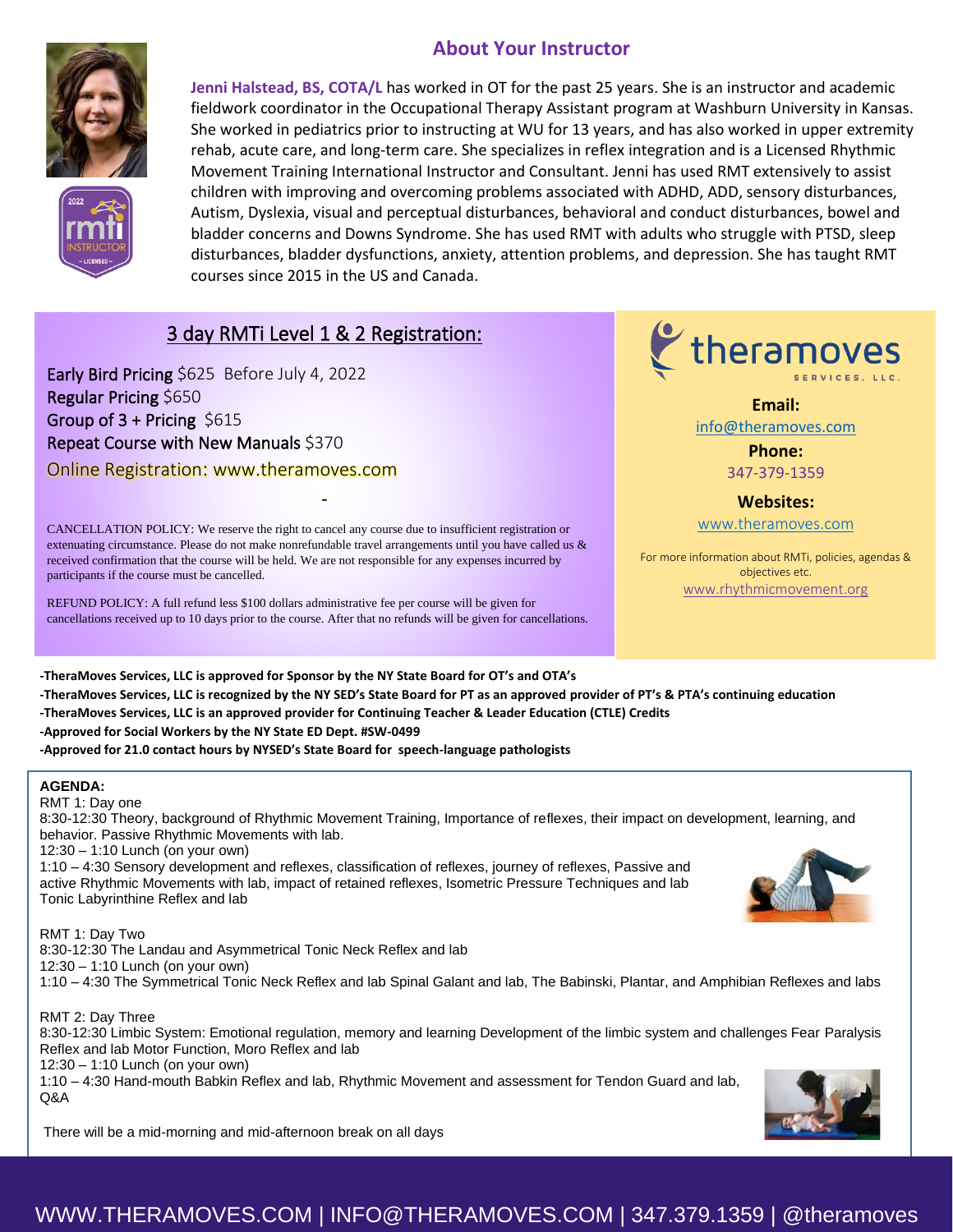## About Your Instructor

**Jenni Halstead, BS, COTA/L** has worked in OT for the past 25 years. She is an instructor and academic fieldwork coordinator in the Occupational Therapy Assistant program at Washburn University in Kansas. She worked in pediatrics prior to instructing at WU for 13 years, and has also worked in upper extremity rehab, acute care, and long-term care. She specializes in reflex integration and is a Licensed Rhythmic Movement Training International Instructor and Consultant. Jenni has used RMT extensively to assist children with improving and overcoming problems associated with ADHD, ADD, sensory disturbances, Autism, Dyslexia, visual and perceptual disturbances, behavioral and conduct disturbances, bowel and bladder concerns and Downs Syndrome. She has used RMT with adults who struggle with PTSD, sleep disturbances, bladder dysfunctions, anxiety, attention problems, and depression. She has taught RMT courses since 2015 in the US and Canada.

## 3 day RMTi Level 1 & 2 Registration:

Early Bird Pricing $625 Before July 4, 2022
Regular Pricing $650
Group of 3 + Pricing $615
Repeat Course with New Manuals $370
Online Registration: www.theramoves.com

CANCELLATION POLICY: We reserve the right to cancel any course due to insufficient registration or extenuating circumstance. Please do not make nonrefundable travel arrangements until you have called us & received confirmation that the course will be held. We are not responsible for any expenses incurred by participants if the course must be cancelled.

REFUND POLICY: A full refund less $100 dollars administrative fee per course will be given for cancellations received up to 10 days prior to the course. After that no refunds will be given for cancellations.

theramoves SERVICES, LLC.

**Email:**
info@theramoves.com

**Phone:**
347-379-1359

**Websites:**
www.theramoves.com

For more information about RMTi, policies, agendas & objectives etc.
www.rhythmicmovement.org

**-TheraMoves Services, LLC is approved for Sponsor by the NY State Board for OT's and OTA's**
**-TheraMoves Services, LLC is recognized by the NY SED's State Board for PT as an approved provider of PT's & PTA's continuing education**
**-TheraMoves Services, LLC is an approved provider for Continuing Teacher & Leader Education (CTLE) Credits**
**-Approved for Social Workers by the NY State ED Dept. #SW-0499**
**-Approved for 21.0 contact hours by NYSED's State Board for speech-language pathologists**

**AGENDA:**

RMT 1: Day one
8:30-12:30 Theory, background of Rhythmic Movement Training, Importance of reflexes, their impact on development, learning, and behavior. Passive Rhythmic Movements with lab.
12:30 – 1:10 Lunch (on your own)
1:10 – 4:30 Sensory development and reflexes, classification of reflexes, journey of reflexes, Passive and active Rhythmic Movements with lab, impact of retained reflexes, Isometric Pressure Techniques and lab Tonic Labyrinthine Reflex and lab

RMT 1: Day Two
8:30-12:30 The Landau and Asymmetrical Tonic Neck Reflex and lab
12:30 – 1:10 Lunch (on your own)
1:10 – 4:30 The Symmetrical Tonic Neck Reflex and lab Spinal Galant and lab, The Babinski, Plantar, and Amphibian Reflexes and labs

RMT 2: Day Three
8:30-12:30 Limbic System: Emotional regulation, memory and learning Development of the limbic system and challenges Fear Paralysis Reflex and lab Motor Function, Moro Reflex and lab
12:30 – 1:10 Lunch (on your own)
1:10 – 4:30 Hand-mouth Babkin Reflex and lab, Rhythmic Movement and assessment for Tendon Guard and lab, Q&A

There will be a mid-morning and mid-afternoon break on all days

WWW.THERAMOVES.COM | INFO@THERAMOVES.COM | 347.379.1359 | @theramoves